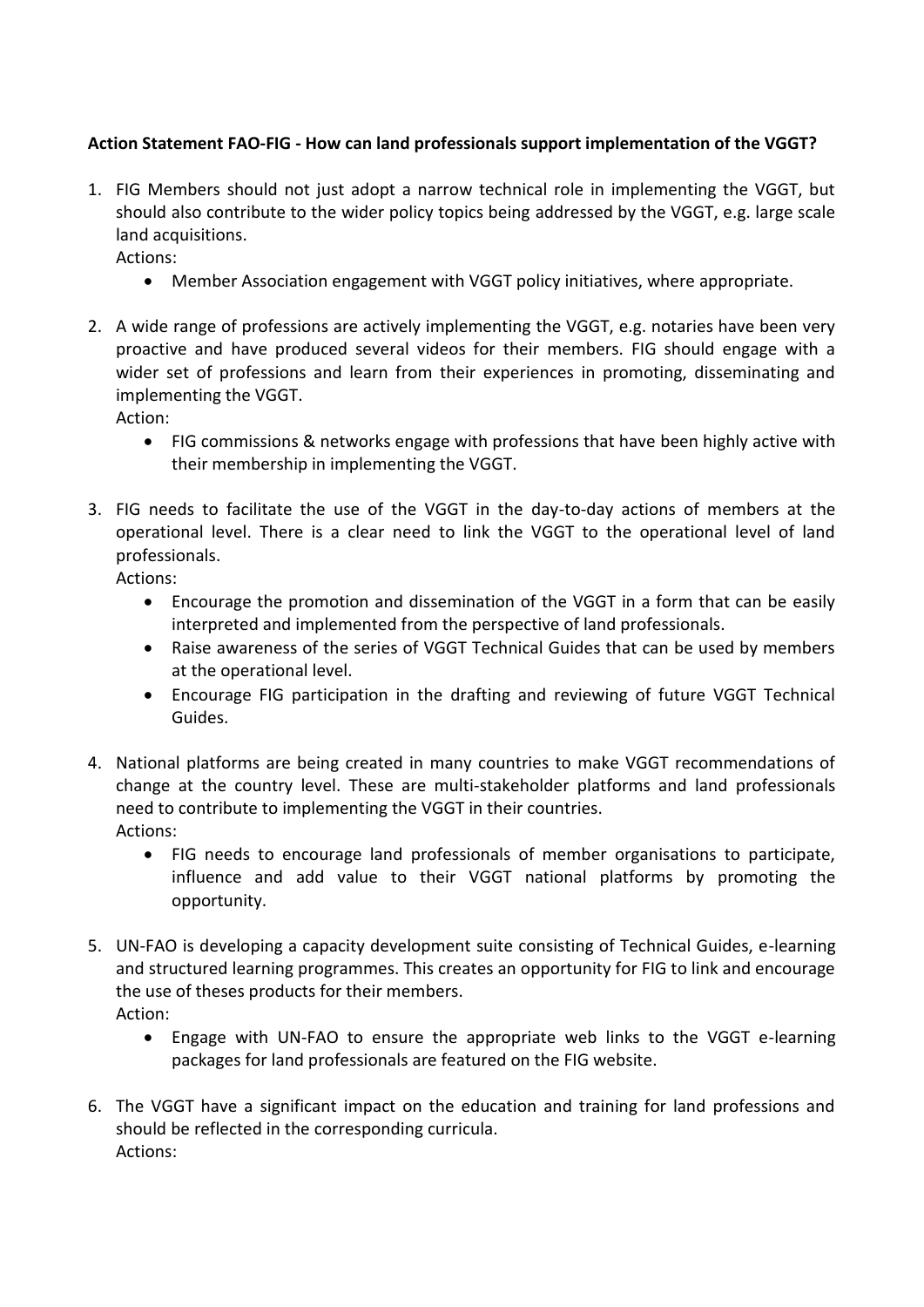**Action Statement FAO-FIG - How can land professionals support implementation of the VGGT?**

1. FIG Members should not just adopt a narrow technical role in implementing the VGGT, but should also contribute to the wider policy topics being addressed by the VGGT, e.g. large scale land acquisitions.
   Actions:
   - Member Association engagement with VGGT policy initiatives, where appropriate.

2. A wide range of professions are actively implementing the VGGT, e.g. notaries have been very proactive and have produced several videos for their members. FIG should engage with a wider set of professions and learn from their experiences in promoting, disseminating and implementing the VGGT.
   Action:
   - FIG commissions & networks engage with professions that have been highly active with their membership in implementing the VGGT.

3. FIG needs to facilitate the use of the VGGT in the day-to-day actions of members at the operational level. There is a clear need to link the VGGT to the operational level of land professionals.
   Actions:
   - Encourage the promotion and dissemination of the VGGT in a form that can be easily interpreted and implemented from the perspective of land professionals.
   - Raise awareness of the series of VGGT Technical Guides that can be used by members at the operational level.
   - Encourage FIG participation in the drafting and reviewing of future VGGT Technical Guides.

4. National platforms are being created in many countries to make VGGT recommendations of change at the country level. These are multi-stakeholder platforms and land professionals need to contribute to implementing the VGGT in their countries.
   Actions:
   - FIG needs to encourage land professionals of member organisations to participate, influence and add value to their VGGT national platforms by promoting the opportunity.

5. UN-FAO is developing a capacity development suite consisting of Technical Guides, e-learning and structured learning programmes. This creates an opportunity for FIG to link and encourage the use of theses products for their members.
   Action:
   - Engage with UN-FAO to ensure the appropriate web links to the VGGT e-learning packages for land professionals are featured on the FIG website.

6. The VGGT have a significant impact on the education and training for land professions and should be reflected in the corresponding curricula.
   Actions: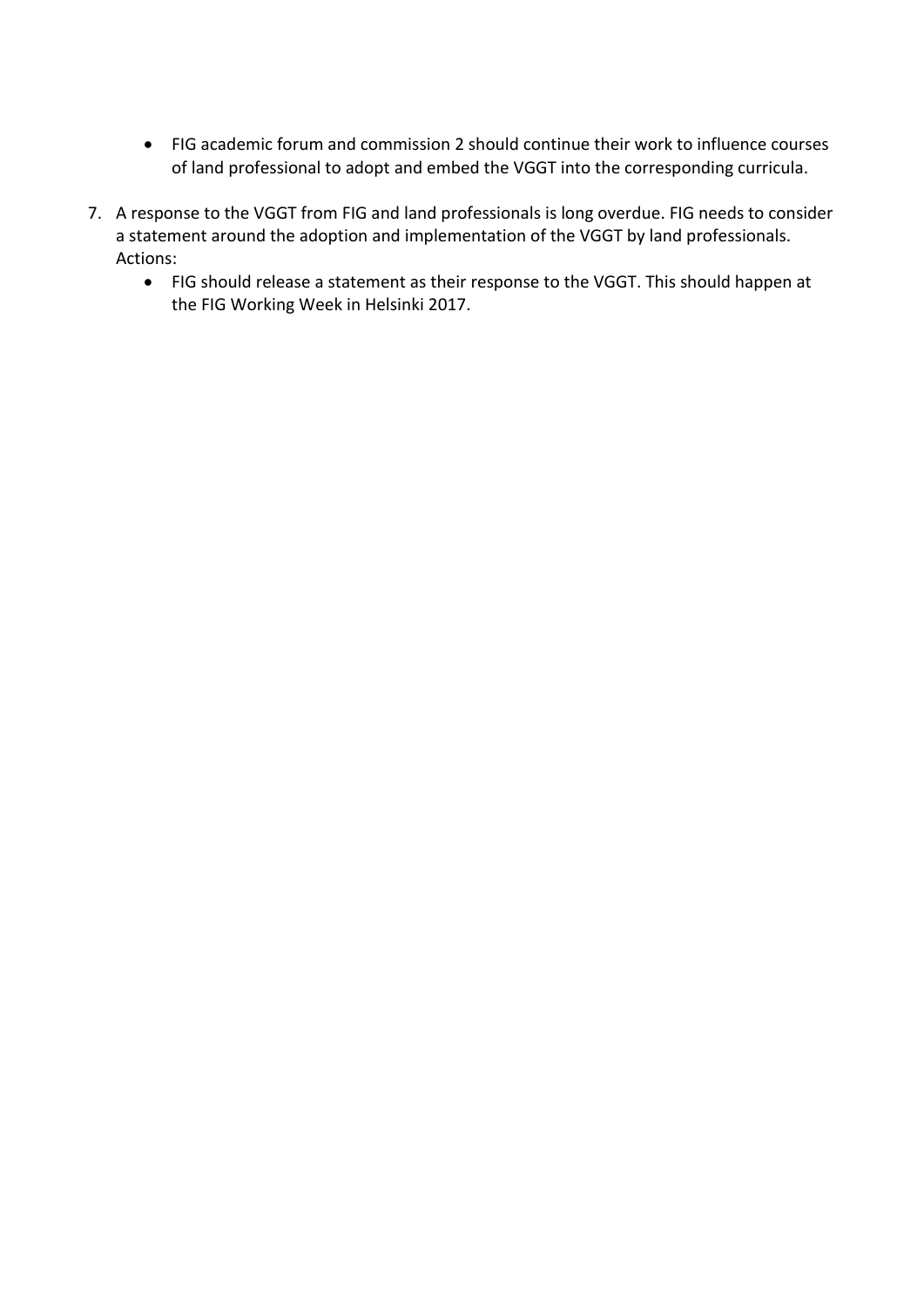- FIG academic forum and commission 2 should continue their work to influence courses of land professional to adopt and embed the VGGT into the corresponding curricula.

7. A response to the VGGT from FIG and land professionals is long overdue. FIG needs to consider a statement around the adoption and implementation of the VGGT by land professionals. Actions:
    - FIG should release a statement as their response to the VGGT. This should happen at the FIG Working Week in Helsinki 2017.